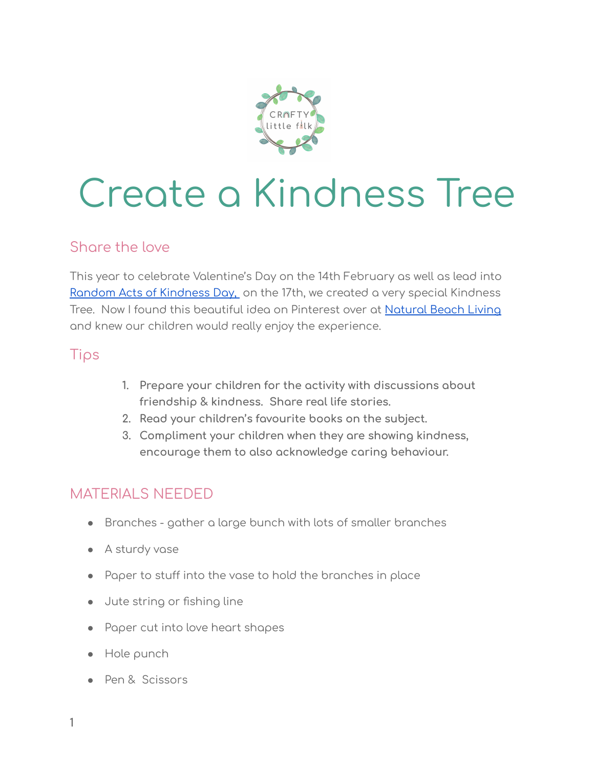# Create a Kindness Tree

## Share the love

This year to celebrate Valentine's Day on the 14th February as well as lead into Random Acts of Kindness Day, on the 17th, we created a very special Kindness Tree. Now I found this beautiful idea on Pinterest over at Natural Beach Living and knew our children would really enjoy the experience.

## Tips

1. **Prepare your children for the activity with discussions about friendship & kindness. Share real life stories.**
2. **Read your children's favourite books on the subject.**
3. **Compliment your children when they are showing kindness, encourage them to also acknowledge caring behaviour.**

## MATERIALS NEEDED

- Branches - gather a large bunch with lots of smaller branches
- A sturdy vase
- Paper to stuff into the vase to hold the branches in place
- Jute string or fishing line
- Paper cut into love heart shapes
- Hole punch
- Pen & Scissors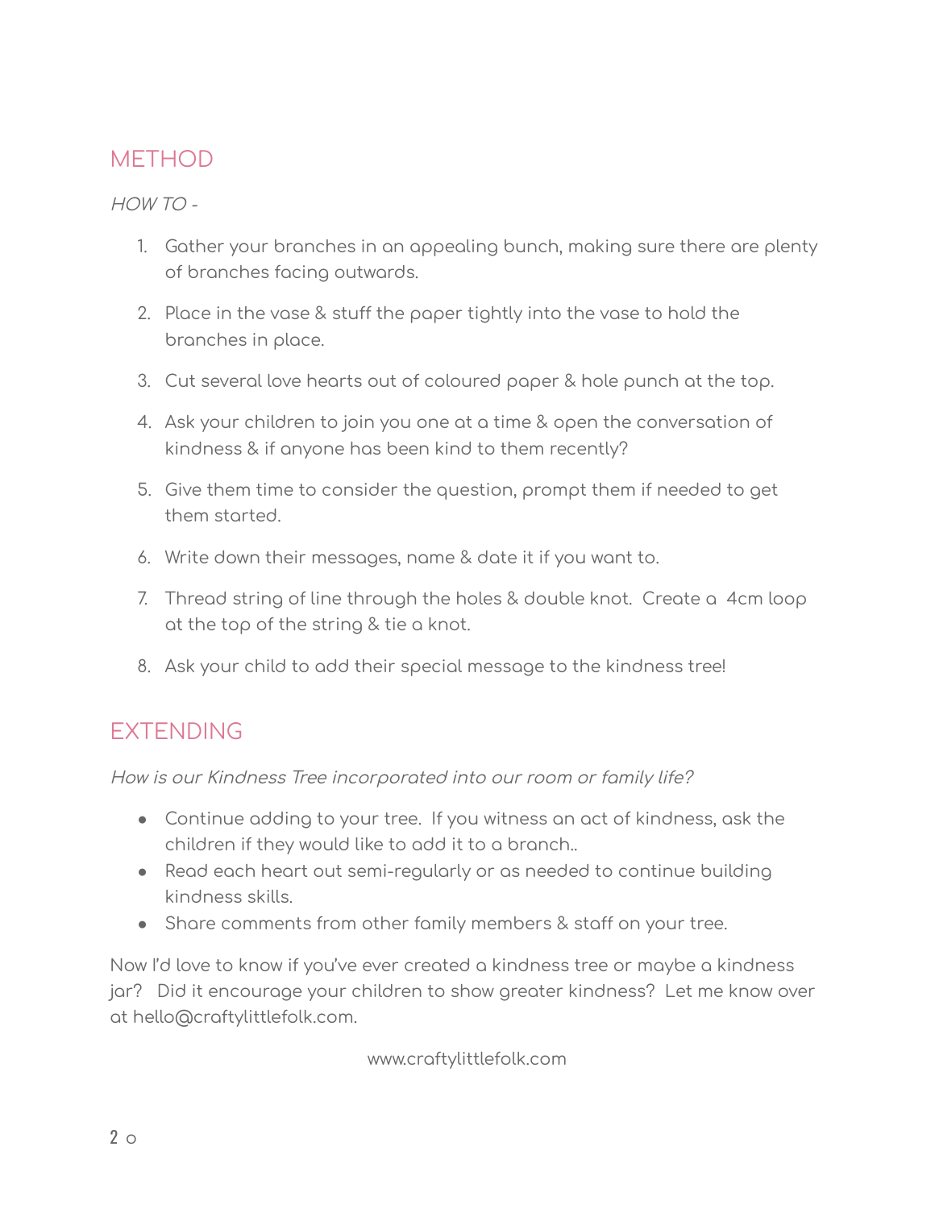## METHOD

*HOW TO -*

1. Gather your branches in an appealing bunch, making sure there are plenty of branches facing outwards.
2. Place in the vase & stuff the paper tightly into the vase to hold the branches in place.
3. Cut several love hearts out of coloured paper & hole punch at the top.
4. Ask your children to join you one at a time & open the conversation of kindness & if anyone has been kind to them recently?
5. Give them time to consider the question, prompt them if needed to get them started.
6. Write down their messages, name & date it if you want to.
7. Thread string of line through the holes & double knot. Create a 4cm loop at the top of the string & tie a knot.
8. Ask your child to add their special message to the kindness tree!

## EXTENDING

*How is our Kindness Tree incorporated into our room or family life?*

- Continue adding to your tree. If you witness an act of kindness, ask the children if they would like to add it to a branch..
- Read each heart out semi-regularly or as needed to continue building kindness skills.
- Share comments from other family members & staff on your tree.

Now I'd love to know if you've ever created a kindness tree or maybe a kindness jar? Did it encourage your children to show greater kindness? Let me know over at hello@craftylittlefolk.com.

www.craftylittlefolk.com